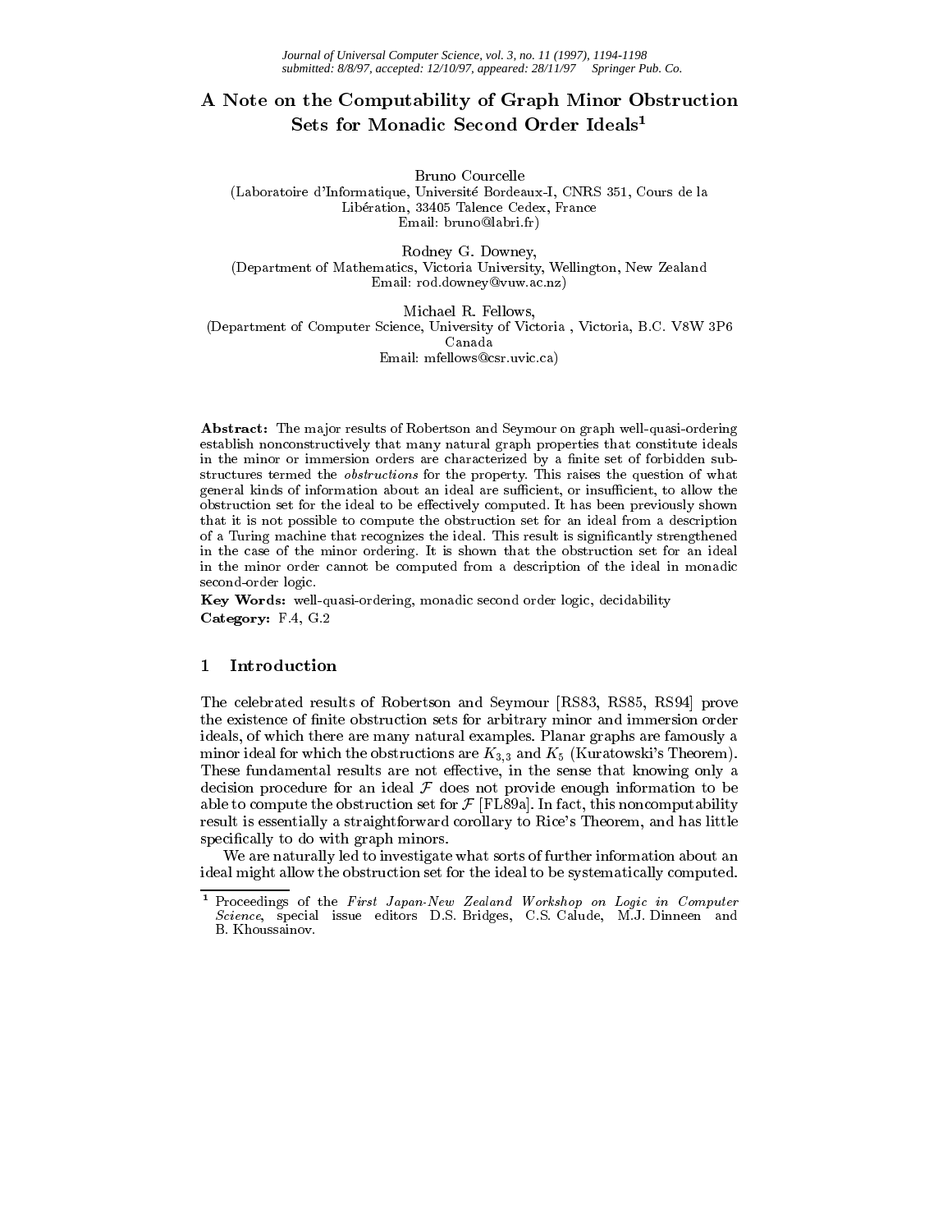# A Note on the Computability of Graph Minor Obstruction Sets for Monadic Second Order Ideals[1]

Bruno Courcelle
(Laboratoire d'Informatique, Université Bordeaux-I, CNRS 351, Cours de la Libération, 33405 Talence Cedex, France
Email: bruno@labri.fr)

Rodney G. Downey,
(Department of Mathematics, Victoria University, Wellington, New Zealand
Email: rod.downey@vuw.ac.nz)

Michael R. Fellows,
(Department of Computer Science, University of Victoria , Victoria, B.C. V8W 3P6 Canada
Email: mfellows@csr.uvic.ca)

**Abstract:** The major results of Robertson and Seymour on graph well-quasi-ordering establish nonconstructively that many natural graph properties that constitute ideals in the minor or immersion orders are characterized by a finite set of forbidden substructures termed the *obstructions* for the property. This raises the question of what general kinds of information about an ideal are sufficient, or insufficient, to allow the obstruction set for the ideal to be effectively computed. It has been previously shown that it is not possible to compute the obstruction set for an ideal from a description of a Turing machine that recognizes the ideal. This result is significantly strengthened in the case of the minor ordering. It is shown that the obstruction set for an ideal in the minor order cannot be computed from a description of the ideal in monadic second-order logic.

**Key Words:** well-quasi-ordering, monadic second order logic, decidability
**Category:** F.4, G.2

## 1 Introduction

The celebrated results of Robertson and Seymour [RS83, RS85, RS94] prove the existence of finite obstruction sets for arbitrary minor and immersion order ideals, of which there are many natural examples. Planar graphs are famously a minor ideal for which the obstructions are $K_{3,3}$ and $K_5$ (Kuratowski's Theorem). These fundamental results are not effective, in the sense that knowing only a decision procedure for an ideal $\mathcal{F}$ does not provide enough information to be able to compute the obstruction set for $\mathcal{F}$ [FL89a]. In fact, this noncomputability result is essentially a straightforward corollary to Rice's Theorem, and has little specifically to do with graph minors.

We are naturally led to investigate what sorts of further information about an ideal might allow the obstruction set for the ideal to be systematically computed.

[1] Proceedings of the *First Japan-New Zealand Workshop on Logic in Computer Science*, special issue editors D.S. Bridges, C.S. Calude, M.J. Dinneen and B. Khoussainov.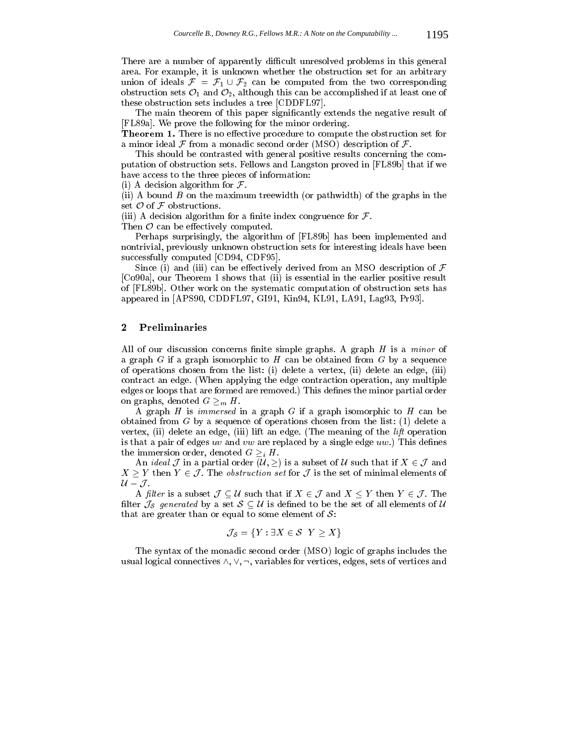There are a number of apparently difficult unresolved problems in this general area. For example, it is unknown whether the obstruction set for an arbitrary union of ideals $\mathcal{F} = \mathcal{F}_1 \cup \mathcal{F}_2$ can be computed from the two corresponding obstruction sets $\mathcal{O}_1$ and $\mathcal{O}_2$, although this can be accomplished if at least one of these obstruction sets includes a tree [CDDFL97].

The main theorem of this paper significantly extends the negative result of [FL89a]. We prove the following for the minor ordering.

**Theorem 1.** There is no effective procedure to compute the obstruction set for a minor ideal $\mathcal{F}$ from a monadic second order (MSO) description of $\mathcal{F}$.

This should be contrasted with general positive results concerning the computation of obstruction sets. Fellows and Langston proved in [FL89b] that if we have access to the three pieces of information:

(i) A decision algorithm for $\mathcal{F}$.

(ii) A bound $B$ on the maximum treewidth (or pathwidth) of the graphs in the set $\mathcal{O}$ of $\mathcal{F}$ obstructions.

(iii) A decision algorithm for a finite index congruence for $\mathcal{F}$.

Then $\mathcal{O}$ can be effectively computed.

Perhaps surprisingly, the algorithm of [FL89b] has been implemented and nontrivial, previously unknown obstruction sets for interesting ideals have been successfully computed [CD94, CDF95].

Since (i) and (iii) can be effectively derived from an MSO description of $\mathcal{F}$ [Co90a], our Theorem 1 shows that (ii) is essential in the earlier positive result of [FL89b]. Other work on the systematic computation of obstruction sets has appeared in [APS90, CDDFL97, GI91, Kin94, KL91, LA91, Lag93, Pr93].

## 2 Preliminaries

All of our discussion concerns finite simple graphs. A graph $H$ is a *minor* of a graph $G$ if a graph isomorphic to $H$ can be obtained from $G$ by a sequence of operations chosen from the list: (i) delete a vertex, (ii) delete an edge, (iii) contract an edge. (When applying the edge contraction operation, any multiple edges or loops that are formed are removed.) This defines the minor partial order on graphs, denoted $G \geq_m H$.

A graph $H$ is *immersed* in a graph $G$ if a graph isomorphic to $H$ can be obtained from $G$ by a sequence of operations chosen from the list: (1) delete a vertex, (ii) delete an edge, (iii) lift an edge. (The meaning of the *lift* operation is that a pair of edges $uv$ and $vw$ are replaced by a single edge $uw$.) This defines the immersion order, denoted $G \geq_i H$.

An *ideal* $\mathcal{J}$ in a partial order $(\mathcal{U}, \geq)$ is a subset of $\mathcal{U}$ such that if $X \in \mathcal{J}$ and $X \geq Y$ then $Y \in \mathcal{J}$. The *obstruction set* for $\mathcal{J}$ is the set of minimal elements of $\mathcal{U} - \mathcal{J}$.

A *filter* is a subset $\mathcal{J} \subseteq \mathcal{U}$ such that if $X \in \mathcal{J}$ and $X \leq Y$ then $Y \in \mathcal{J}$. The filter $\mathcal{J}_\mathcal{S}$ *generated* by a set $\mathcal{S} \subseteq \mathcal{U}$ is defined to be the set of all elements of $\mathcal{U}$ that are greater than or equal to some element of $\mathcal{S}$:

$$\mathcal{J}_\mathcal{S} = \{Y : \exists X \in \mathcal{S} \;\; Y \geq X\}$$

The syntax of the monadic second order (MSO) logic of graphs includes the usual logical connectives $\wedge, \vee, \neg$, variables for vertices, edges, sets of vertices and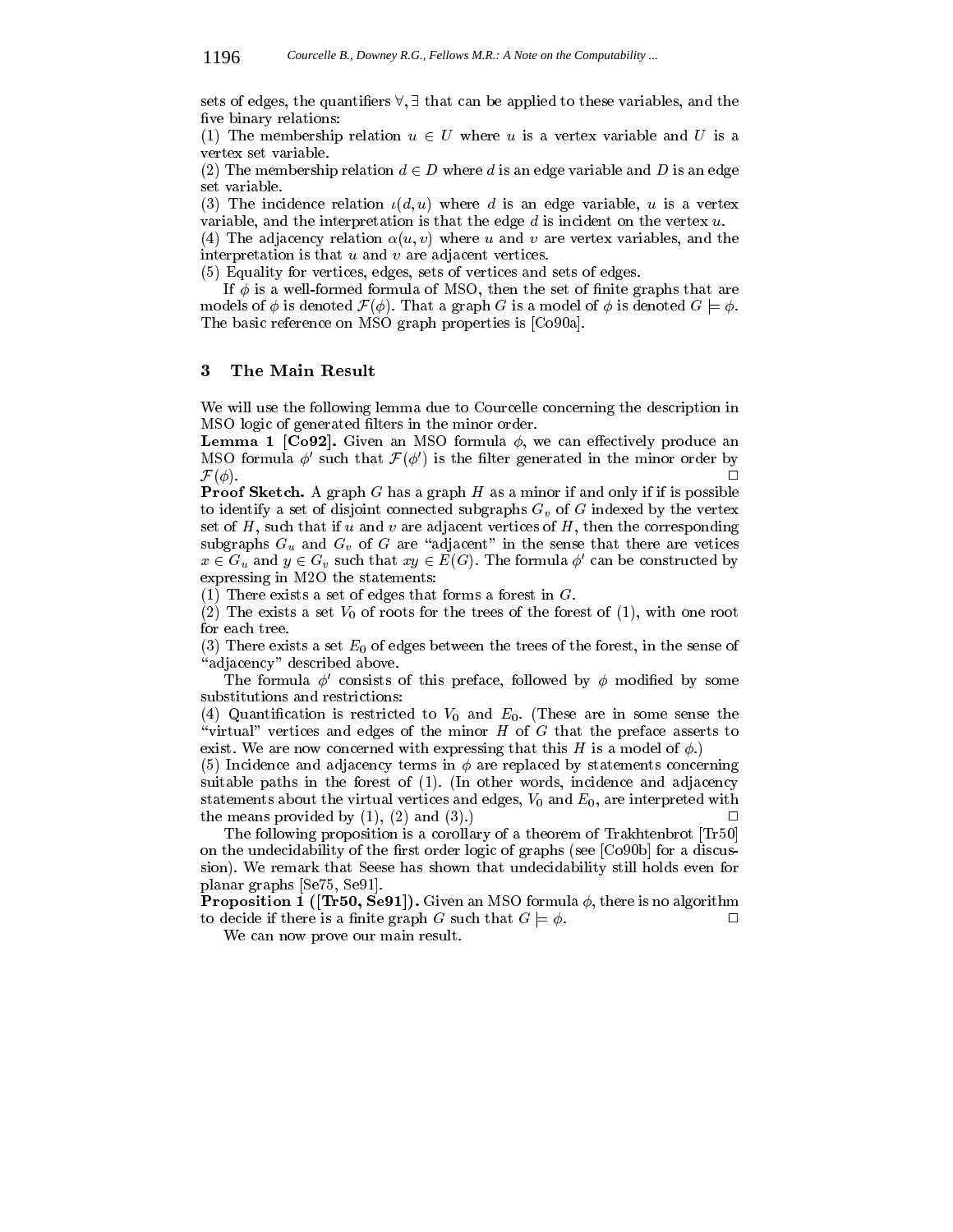sets of edges, the quantifiers $\forall, \exists$ that can be applied to these variables, and the five binary relations:

(1) The membership relation $u \in U$ where $u$ is a vertex variable and $U$ is a vertex set variable.

(2) The membership relation $d \in D$ where $d$ is an edge variable and $D$ is an edge set variable.

(3) The incidence relation $\iota(d, u)$ where $d$ is an edge variable, $u$ is a vertex variable, and the interpretation is that the edge $d$ is incident on the vertex $u$.

(4) The adjacency relation $\alpha(u, v)$ where $u$ and $v$ are vertex variables, and the interpretation is that $u$ and $v$ are adjacent vertices.

(5) Equality for vertices, edges, sets of vertices and sets of edges.

If $\phi$ is a well-formed formula of MSO, then the set of finite graphs that are models of $\phi$ is denoted $\mathcal{F}(\phi)$. That a graph $G$ is a model of $\phi$ is denoted $G \models \phi$. The basic reference on MSO graph properties is [Co90a].

## 3 The Main Result

We will use the following lemma due to Courcelle concerning the description in MSO logic of generated filters in the minor order.

**Lemma 1 [Co92].** Given an MSO formula $\phi$, we can effectively produce an MSO formula $\phi'$ such that $\mathcal{F}(\phi')$ is the filter generated in the minor order by $\mathcal{F}(\phi)$. $\square$

**Proof Sketch.** A graph $G$ has a graph $H$ as a minor if and only if if is possible to identify a set of disjoint connected subgraphs $G_v$ of $G$ indexed by the vertex set of $H$, such that if $u$ and $v$ are adjacent vertices of $H$, then the corresponding subgraphs $G_u$ and $G_v$ of $G$ are "adjacent" in the sense that there are vetices $x \in G_u$ and $y \in G_v$ such that $xy \in E(G)$. The formula $\phi'$ can be constructed by expressing in M2O the statements:

(1) There exists a set of edges that forms a forest in $G$.

(2) The exists a set $V_0$ of roots for the trees of the forest of (1), with one root for each tree.

(3) There exists a set $E_0$ of edges between the trees of the forest, in the sense of "adjacency" described above.

The formula $\phi'$ consists of this preface, followed by $\phi$ modified by some substitutions and restrictions:

(4) Quantification is restricted to $V_0$ and $E_0$. (These are in some sense the "virtual" vertices and edges of the minor $H$ of $G$ that the preface asserts to exist. We are now concerned with expressing that this $H$ is a model of $\phi$.)

(5) Incidence and adjacency terms in $\phi$ are replaced by statements concerning suitable paths in the forest of (1). (In other words, incidence and adjacency statements about the virtual vertices and edges, $V_0$ and $E_0$, are interpreted with the means provided by (1), (2) and (3).) $\square$

The following proposition is a corollary of a theorem of Trakhtenbrot [Tr50] on the undecidability of the first order logic of graphs (see [Co90b] for a discussion). We remark that Seese has shown that undecidability still holds even for planar graphs [Se75, Se91].

**Proposition 1 ([Tr50, Se91]).** Given an MSO formula $\phi$, there is no algorithm to decide if there is a finite graph $G$ such that $G \models \phi$. $\square$

We can now prove our main result.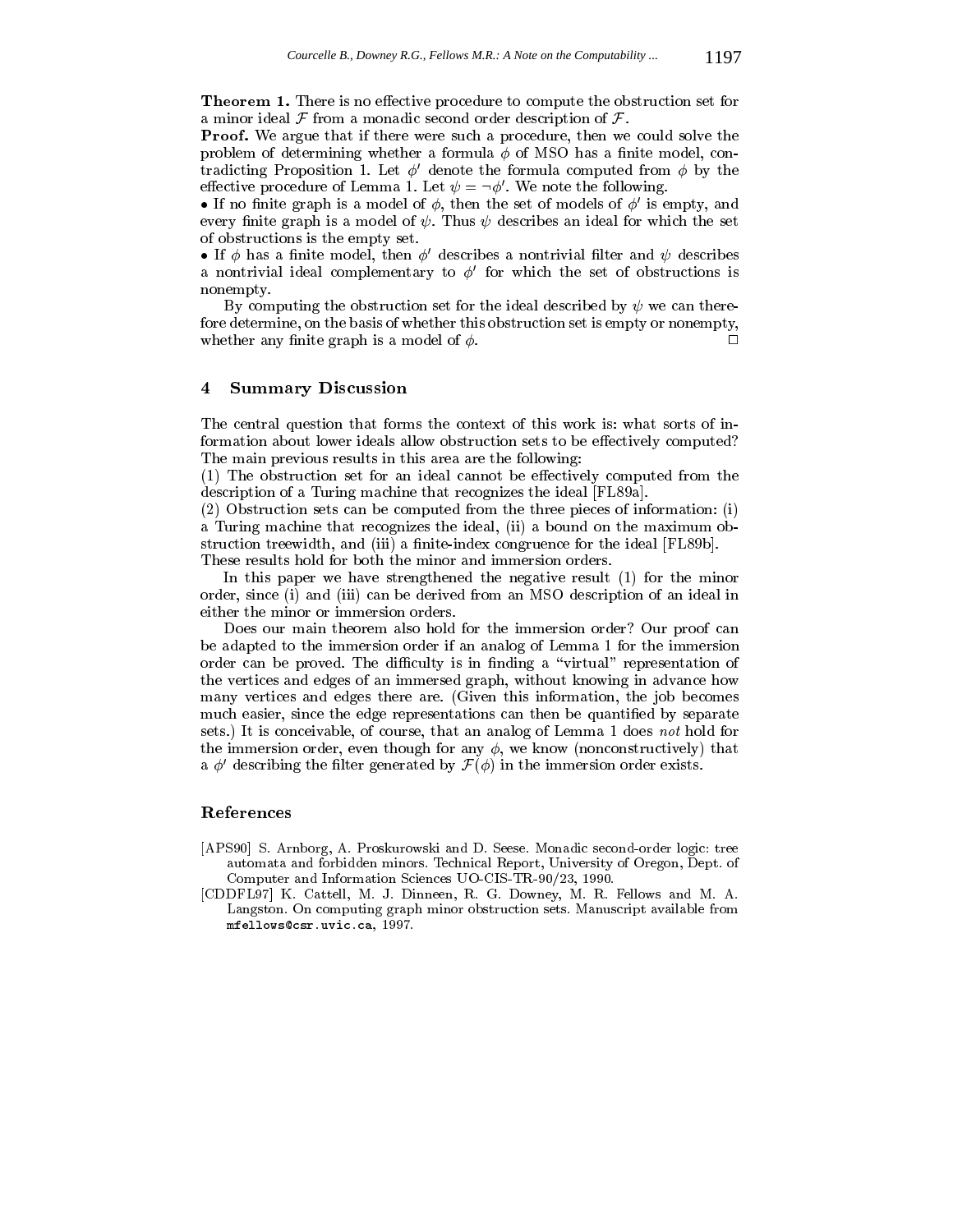**Theorem 1.** There is no effective procedure to compute the obstruction set for a minor ideal $\mathcal{F}$ from a monadic second order description of $\mathcal{F}$.

**Proof.** We argue that if there were such a procedure, then we could solve the problem of determining whether a formula $\phi$ of MSO has a finite model, contradicting Proposition 1. Let $\phi'$ denote the formula computed from $\phi$ by the effective procedure of Lemma 1. Let $\psi = \neg\phi'$. We note the following.

• If no finite graph is a model of $\phi$, then the set of models of $\phi'$ is empty, and every finite graph is a model of $\psi$. Thus $\psi$ describes an ideal for which the set of obstructions is the empty set.

• If $\phi$ has a finite model, then $\phi'$ describes a nontrivial filter and $\psi$ describes a nontrivial ideal complementary to $\phi'$ for which the set of obstructions is nonempty.

By computing the obstruction set for the ideal described by $\psi$ we can therefore determine, on the basis of whether this obstruction set is empty or nonempty, whether any finite graph is a model of $\phi$. □

## 4 Summary Discussion

The central question that forms the context of this work is: what sorts of information about lower ideals allow obstruction sets to be effectively computed? The main previous results in this area are the following:

(1) The obstruction set for an ideal cannot be effectively computed from the description of a Turing machine that recognizes the ideal [FL89a].

(2) Obstruction sets can be computed from the three pieces of information: (i) a Turing machine that recognizes the ideal, (ii) a bound on the maximum obstruction treewidth, and (iii) a finite-index congruence for the ideal [FL89b].

These results hold for both the minor and immersion orders.

In this paper we have strengthened the negative result (1) for the minor order, since (i) and (iii) can be derived from an MSO description of an ideal in either the minor or immersion orders.

Does our main theorem also hold for the immersion order? Our proof can be adapted to the immersion order if an analog of Lemma 1 for the immersion order can be proved. The difficulty is in finding a "virtual" representation of the vertices and edges of an immersed graph, without knowing in advance how many vertices and edges there are. (Given this information, the job becomes much easier, since the edge representations can then be quantified by separate sets.) It is conceivable, of course, that an analog of Lemma 1 does *not* hold for the immersion order, even though for any $\phi$, we know (nonconstructively) that a $\phi'$ describing the filter generated by $\mathcal{F}(\phi)$ in the immersion order exists.

## References

[APS90] S. Arnborg, A. Proskurowski and D. Seese. Monadic second-order logic: tree automata and forbidden minors. Technical Report, University of Oregon, Dept. of Computer and Information Sciences UO-CIS-TR-90/23, 1990.

[CDDFL97] K. Cattell, M. J. Dinneen, R. G. Downey, M. R. Fellows and M. A. Langston. On computing graph minor obstruction sets. Manuscript available from mfellows@csr.uvic.ca, 1997.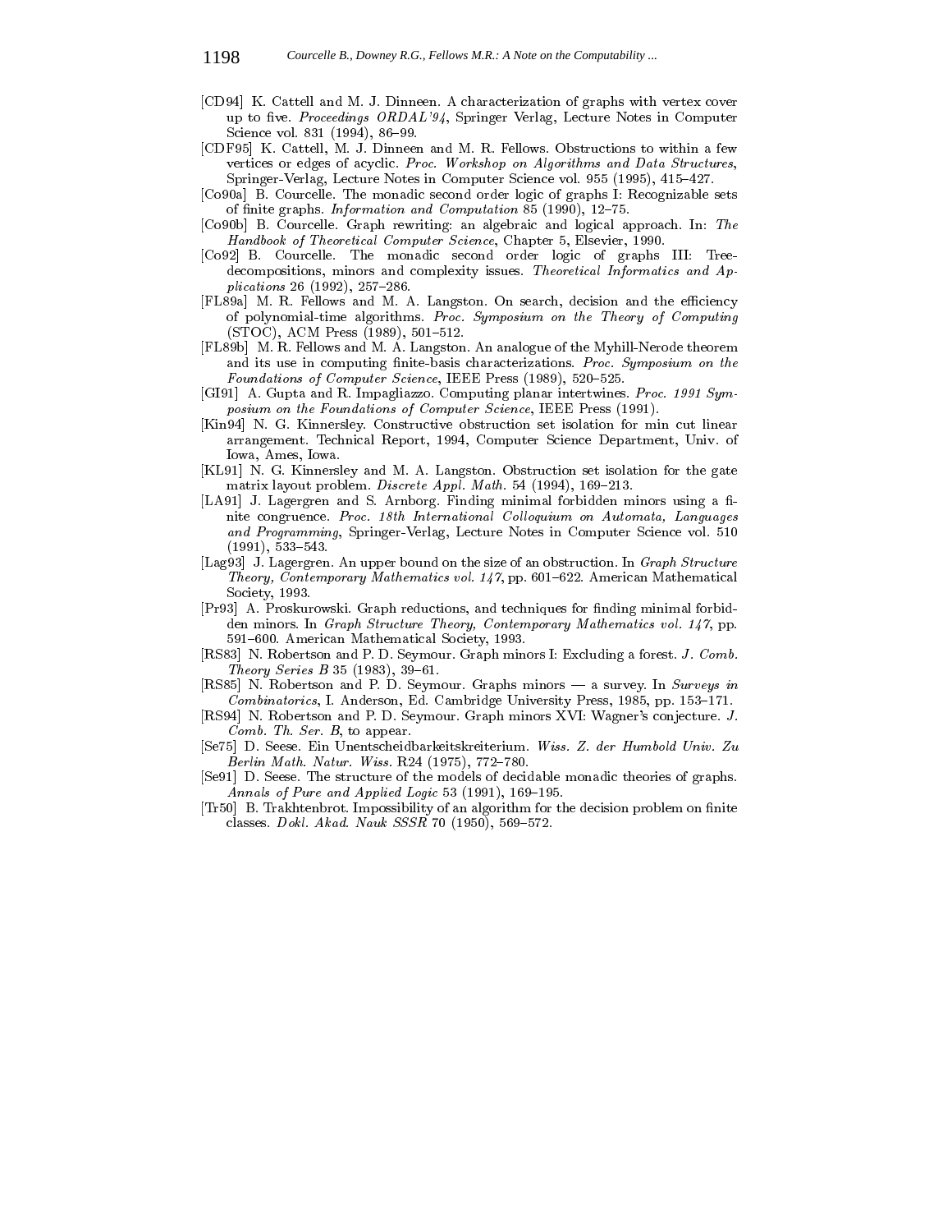[CD94] K. Cattell and M. J. Dinneen. A characterization of graphs with vertex cover up to five. *Proceedings ORDAL'94*, Springer Verlag, Lecture Notes in Computer Science vol. 831 (1994), 86–99.

[CDF95] K. Cattell, M. J. Dinneen and M. R. Fellows. Obstructions to within a few vertices or edges of acyclic. *Proc. Workshop on Algorithms and Data Structures*, Springer-Verlag, Lecture Notes in Computer Science vol. 955 (1995), 415–427.

[Co90a] B. Courcelle. The monadic second order logic of graphs I: Recognizable sets of finite graphs. *Information and Computation* 85 (1990), 12–75.

[Co90b] B. Courcelle. Graph rewriting: an algebraic and logical approach. In: *The Handbook of Theoretical Computer Science*, Chapter 5, Elsevier, 1990.

[Co92] B. Courcelle. The monadic second order logic of graphs III: Tree-decompositions, minors and complexity issues. *Theoretical Informatics and Applications* 26 (1992), 257–286.

[FL89a] M. R. Fellows and M. A. Langston. On search, decision and the efficiency of polynomial-time algorithms. *Proc. Symposium on the Theory of Computing* (STOC), ACM Press (1989), 501–512.

[FL89b] M. R. Fellows and M. A. Langston. An analogue of the Myhill-Nerode theorem and its use in computing finite-basis characterizations. *Proc. Symposium on the Foundations of Computer Science*, IEEE Press (1989), 520–525.

[GI91] A. Gupta and R. Impagliazzo. Computing planar intertwines. *Proc. 1991 Symposium on the Foundations of Computer Science*, IEEE Press (1991).

[Kin94] N. G. Kinnersley. Constructive obstruction set isolation for min cut linear arrangement. Technical Report, 1994, Computer Science Department, Univ. of Iowa, Ames, Iowa.

[KL91] N. G. Kinnersley and M. A. Langston. Obstruction set isolation for the gate matrix layout problem. *Discrete Appl. Math.* 54 (1994), 169–213.

[LA91] J. Lagergren and S. Arnborg. Finding minimal forbidden minors using a finite congruence. *Proc. 18th International Colloquium on Automata, Languages and Programming*, Springer-Verlag, Lecture Notes in Computer Science vol. 510 (1991), 533–543.

[Lag93] J. Lagergren. An upper bound on the size of an obstruction. In *Graph Structure Theory, Contemporary Mathematics vol. 147*, pp. 601–622. American Mathematical Society, 1993.

[Pr93] A. Proskurowski. Graph reductions, and techniques for finding minimal forbidden minors. In *Graph Structure Theory, Contemporary Mathematics vol. 147*, pp. 591–600. American Mathematical Society, 1993.

[RS83] N. Robertson and P. D. Seymour. Graph minors I: Excluding a forest. *J. Comb. Theory Series B* 35 (1983), 39–61.

[RS85] N. Robertson and P. D. Seymour. Graphs minors — a survey. In *Surveys in Combinatorics*, I. Anderson, Ed. Cambridge University Press, 1985, pp. 153–171.

[RS94] N. Robertson and P. D. Seymour. Graph minors XVI: Wagner's conjecture. *J. Comb. Th. Ser. B*, to appear.

[Se75] D. Seese. Ein Unentscheidbarkeitskreiterium. *Wiss. Z. der Humbold Univ. Zu Berlin Math. Natur. Wiss.* R24 (1975), 772–780.

[Se91] D. Seese. The structure of the models of decidable monadic theories of graphs. *Annals of Pure and Applied Logic* 53 (1991), 169–195.

[Tr50] B. Trakhtenbrot. Impossibility of an algorithm for the decision problem on finite classes. *Dokl. Akad. Nauk SSSR* 70 (1950), 569–572.